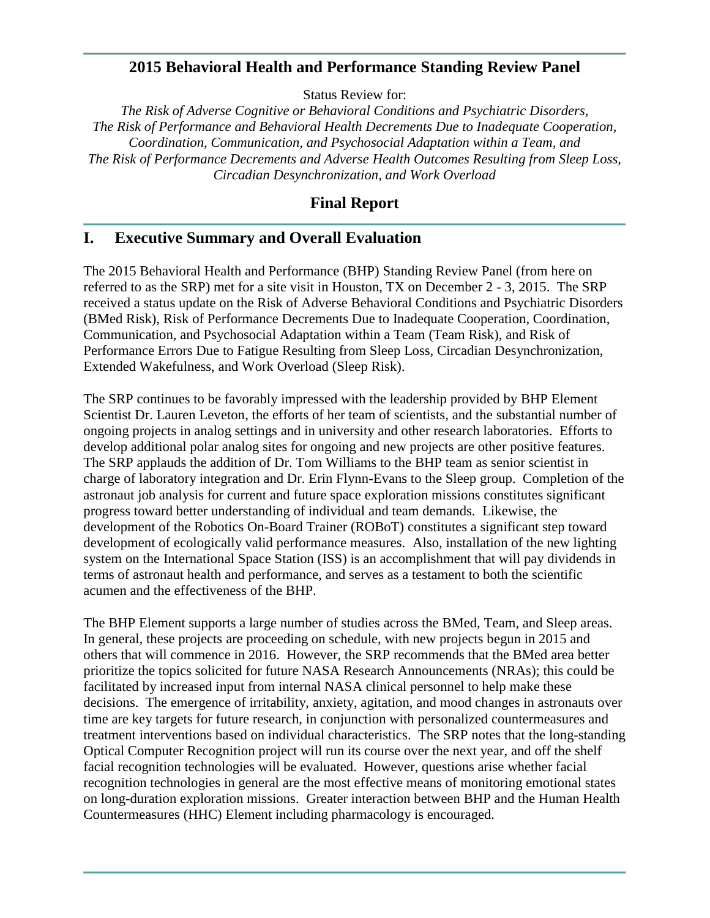# 2015 Behavioral Health and Performance Standing Review Panel

Status Review for:

*The Risk of Adverse Cognitive or Behavioral Conditions and Psychiatric Disorders, The Risk of Performance and Behavioral Health Decrements Due to Inadequate Cooperation, Coordination, Communication, and Psychosocial Adaptation within a Team, and The Risk of Performance Decrements and Adverse Health Outcomes Resulting from Sleep Loss, Circadian Desynchronization, and Work Overload*

# Final Report

## I. Executive Summary and Overall Evaluation

The 2015 Behavioral Health and Performance (BHP) Standing Review Panel (from here on referred to as the SRP) met for a site visit in Houston, TX on December 2 - 3, 2015. The SRP received a status update on the Risk of Adverse Behavioral Conditions and Psychiatric Disorders (BMed Risk), Risk of Performance Decrements Due to Inadequate Cooperation, Coordination, Communication, and Psychosocial Adaptation within a Team (Team Risk), and Risk of Performance Errors Due to Fatigue Resulting from Sleep Loss, Circadian Desynchronization, Extended Wakefulness, and Work Overload (Sleep Risk).

The SRP continues to be favorably impressed with the leadership provided by BHP Element Scientist Dr. Lauren Leveton, the efforts of her team of scientists, and the substantial number of ongoing projects in analog settings and in university and other research laboratories. Efforts to develop additional polar analog sites for ongoing and new projects are other positive features. The SRP applauds the addition of Dr. Tom Williams to the BHP team as senior scientist in charge of laboratory integration and Dr. Erin Flynn-Evans to the Sleep group. Completion of the astronaut job analysis for current and future space exploration missions constitutes significant progress toward better understanding of individual and team demands. Likewise, the development of the Robotics On-Board Trainer (ROBoT) constitutes a significant step toward development of ecologically valid performance measures. Also, installation of the new lighting system on the International Space Station (ISS) is an accomplishment that will pay dividends in terms of astronaut health and performance, and serves as a testament to both the scientific acumen and the effectiveness of the BHP.

The BHP Element supports a large number of studies across the BMed, Team, and Sleep areas. In general, these projects are proceeding on schedule, with new projects begun in 2015 and others that will commence in 2016. However, the SRP recommends that the BMed area better prioritize the topics solicited for future NASA Research Announcements (NRAs); this could be facilitated by increased input from internal NASA clinical personnel to help make these decisions. The emergence of irritability, anxiety, agitation, and mood changes in astronauts over time are key targets for future research, in conjunction with personalized countermeasures and treatment interventions based on individual characteristics. The SRP notes that the long-standing Optical Computer Recognition project will run its course over the next year, and off the shelf facial recognition technologies will be evaluated. However, questions arise whether facial recognition technologies in general are the most effective means of monitoring emotional states on long-duration exploration missions. Greater interaction between BHP and the Human Health Countermeasures (HHC) Element including pharmacology is encouraged.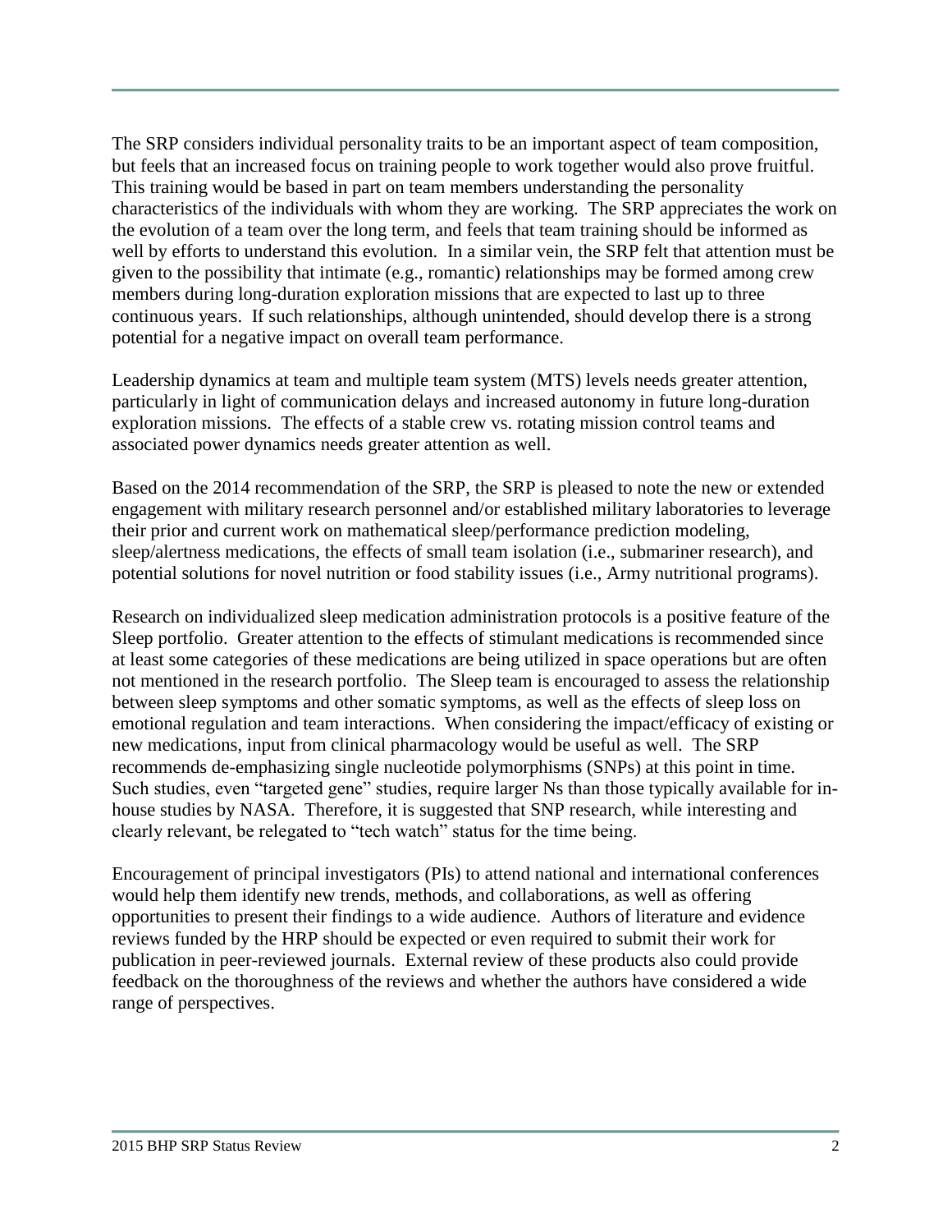The SRP considers individual personality traits to be an important aspect of team composition, but feels that an increased focus on training people to work together would also prove fruitful. This training would be based in part on team members understanding the personality characteristics of the individuals with whom they are working. The SRP appreciates the work on the evolution of a team over the long term, and feels that team training should be informed as well by efforts to understand this evolution. In a similar vein, the SRP felt that attention must be given to the possibility that intimate (e.g., romantic) relationships may be formed among crew members during long-duration exploration missions that are expected to last up to three continuous years. If such relationships, although unintended, should develop there is a strong potential for a negative impact on overall team performance.

Leadership dynamics at team and multiple team system (MTS) levels needs greater attention, particularly in light of communication delays and increased autonomy in future long-duration exploration missions. The effects of a stable crew vs. rotating mission control teams and associated power dynamics needs greater attention as well.

Based on the 2014 recommendation of the SRP, the SRP is pleased to note the new or extended engagement with military research personnel and/or established military laboratories to leverage their prior and current work on mathematical sleep/performance prediction modeling, sleep/alertness medications, the effects of small team isolation (i.e., submariner research), and potential solutions for novel nutrition or food stability issues (i.e., Army nutritional programs).

Research on individualized sleep medication administration protocols is a positive feature of the Sleep portfolio. Greater attention to the effects of stimulant medications is recommended since at least some categories of these medications are being utilized in space operations but are often not mentioned in the research portfolio. The Sleep team is encouraged to assess the relationship between sleep symptoms and other somatic symptoms, as well as the effects of sleep loss on emotional regulation and team interactions. When considering the impact/efficacy of existing or new medications, input from clinical pharmacology would be useful as well. The SRP recommends de-emphasizing single nucleotide polymorphisms (SNPs) at this point in time. Such studies, even "targeted gene" studies, require larger Ns than those typically available for in-house studies by NASA. Therefore, it is suggested that SNP research, while interesting and clearly relevant, be relegated to "tech watch" status for the time being.

Encouragement of principal investigators (PIs) to attend national and international conferences would help them identify new trends, methods, and collaborations, as well as offering opportunities to present their findings to a wide audience. Authors of literature and evidence reviews funded by the HRP should be expected or even required to submit their work for publication in peer-reviewed journals. External review of these products also could provide feedback on the thoroughness of the reviews and whether the authors have considered a wide range of perspectives.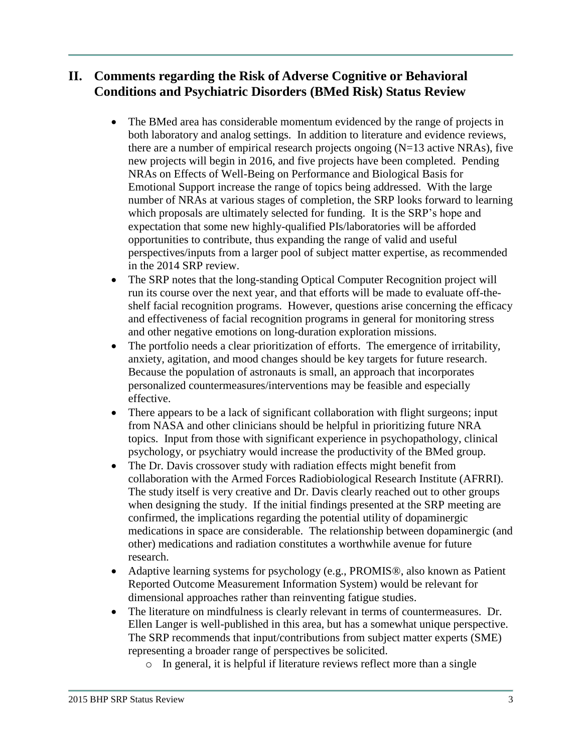## II. Comments regarding the Risk of Adverse Cognitive or Behavioral Conditions and Psychiatric Disorders (BMed Risk) Status Review

- The BMed area has considerable momentum evidenced by the range of projects in both laboratory and analog settings. In addition to literature and evidence reviews, there are a number of empirical research projects ongoing (N=13 active NRAs), five new projects will begin in 2016, and five projects have been completed. Pending NRAs on Effects of Well-Being on Performance and Biological Basis for Emotional Support increase the range of topics being addressed. With the large number of NRAs at various stages of completion, the SRP looks forward to learning which proposals are ultimately selected for funding. It is the SRP's hope and expectation that some new highly-qualified PIs/laboratories will be afforded opportunities to contribute, thus expanding the range of valid and useful perspectives/inputs from a larger pool of subject matter expertise, as recommended in the 2014 SRP review.
- The SRP notes that the long-standing Optical Computer Recognition project will run its course over the next year, and that efforts will be made to evaluate off-the-shelf facial recognition programs. However, questions arise concerning the efficacy and effectiveness of facial recognition programs in general for monitoring stress and other negative emotions on long-duration exploration missions.
- The portfolio needs a clear prioritization of efforts. The emergence of irritability, anxiety, agitation, and mood changes should be key targets for future research. Because the population of astronauts is small, an approach that incorporates personalized countermeasures/interventions may be feasible and especially effective.
- There appears to be a lack of significant collaboration with flight surgeons; input from NASA and other clinicians should be helpful in prioritizing future NRA topics. Input from those with significant experience in psychopathology, clinical psychology, or psychiatry would increase the productivity of the BMed group.
- The Dr. Davis crossover study with radiation effects might benefit from collaboration with the Armed Forces Radiobiological Research Institute (AFRRI). The study itself is very creative and Dr. Davis clearly reached out to other groups when designing the study. If the initial findings presented at the SRP meeting are confirmed, the implications regarding the potential utility of dopaminergic medications in space are considerable. The relationship between dopaminergic (and other) medications and radiation constitutes a worthwhile avenue for future research.
- Adaptive learning systems for psychology (e.g., PROMIS®, also known as Patient Reported Outcome Measurement Information System) would be relevant for dimensional approaches rather than reinventing fatigue studies.
- The literature on mindfulness is clearly relevant in terms of countermeasures. Dr. Ellen Langer is well-published in this area, but has a somewhat unique perspective. The SRP recommends that input/contributions from subject matter experts (SME) representing a broader range of perspectives be solicited.
    - In general, it is helpful if literature reviews reflect more than a single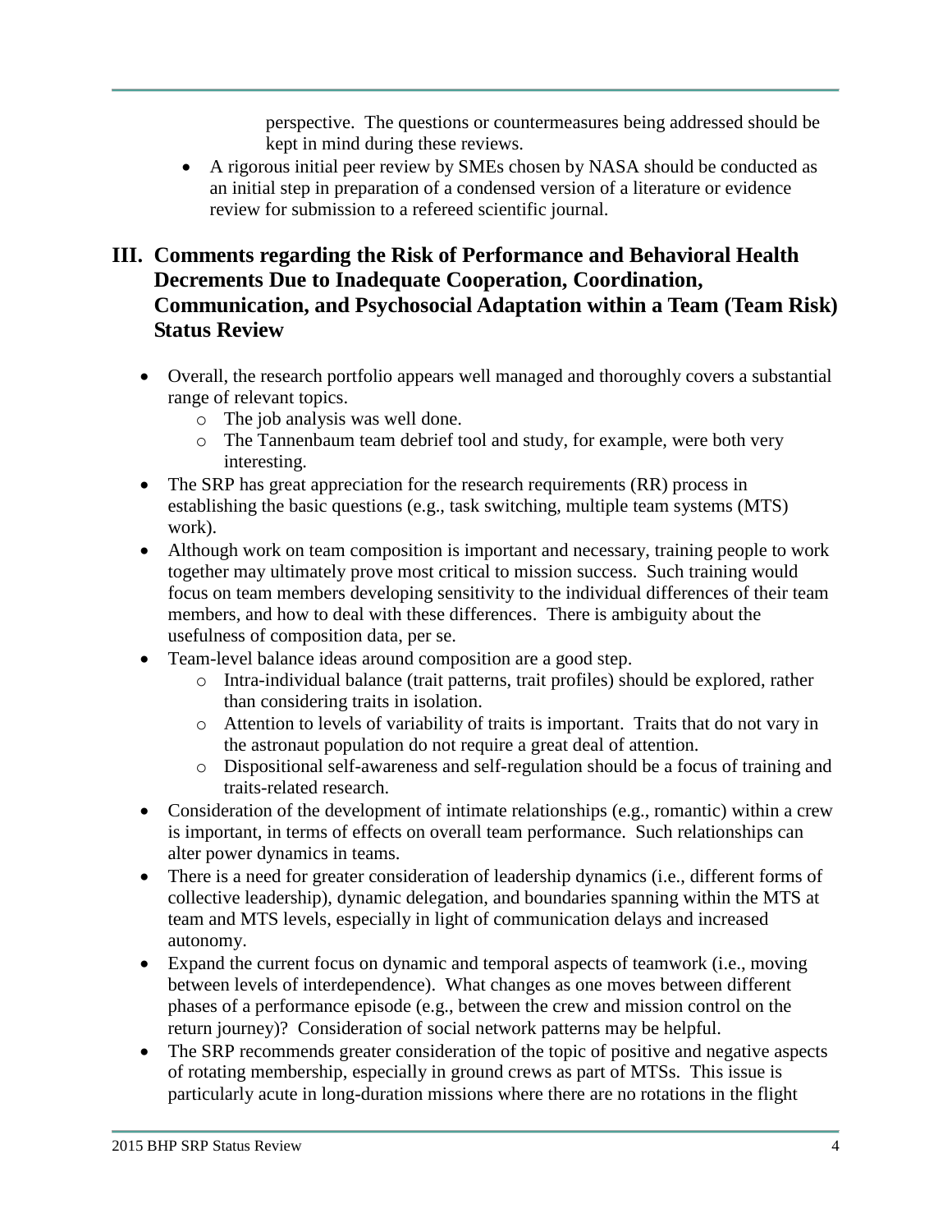perspective. The questions or countermeasures being addressed should be kept in mind during these reviews.

- A rigorous initial peer review by SMEs chosen by NASA should be conducted as an initial step in preparation of a condensed version of a literature or evidence review for submission to a refereed scientific journal.

## III. Comments regarding the Risk of Performance and Behavioral Health Decrements Due to Inadequate Cooperation, Coordination, Communication, and Psychosocial Adaptation within a Team (Team Risk) Status Review

- Overall, the research portfolio appears well managed and thoroughly covers a substantial range of relevant topics.
  - The job analysis was well done.
  - The Tannenbaum team debrief tool and study, for example, were both very interesting.
- The SRP has great appreciation for the research requirements (RR) process in establishing the basic questions (e.g., task switching, multiple team systems (MTS) work).
- Although work on team composition is important and necessary, training people to work together may ultimately prove most critical to mission success. Such training would focus on team members developing sensitivity to the individual differences of their team members, and how to deal with these differences. There is ambiguity about the usefulness of composition data, per se.
- Team-level balance ideas around composition are a good step.
  - Intra-individual balance (trait patterns, trait profiles) should be explored, rather than considering traits in isolation.
  - Attention to levels of variability of traits is important. Traits that do not vary in the astronaut population do not require a great deal of attention.
  - Dispositional self-awareness and self-regulation should be a focus of training and traits-related research.
- Consideration of the development of intimate relationships (e.g., romantic) within a crew is important, in terms of effects on overall team performance. Such relationships can alter power dynamics in teams.
- There is a need for greater consideration of leadership dynamics (i.e., different forms of collective leadership), dynamic delegation, and boundaries spanning within the MTS at team and MTS levels, especially in light of communication delays and increased autonomy.
- Expand the current focus on dynamic and temporal aspects of teamwork (i.e., moving between levels of interdependence). What changes as one moves between different phases of a performance episode (e.g., between the crew and mission control on the return journey)? Consideration of social network patterns may be helpful.
- The SRP recommends greater consideration of the topic of positive and negative aspects of rotating membership, especially in ground crews as part of MTSs. This issue is particularly acute in long-duration missions where there are no rotations in the flight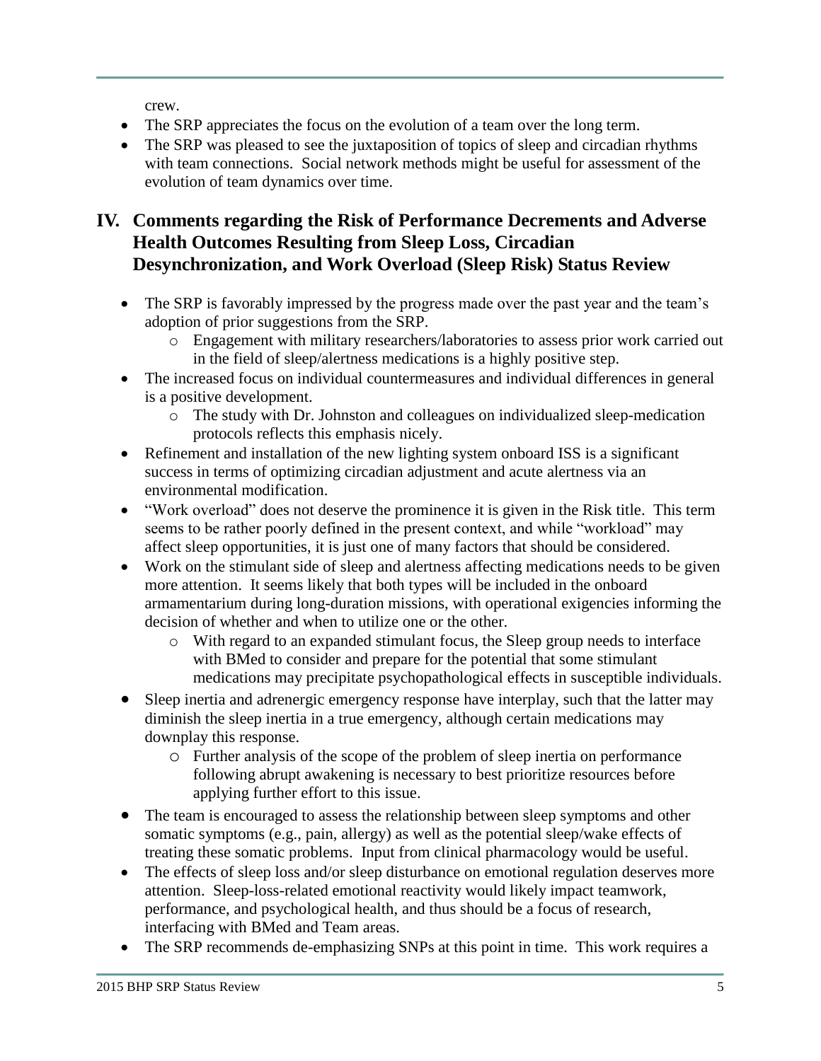crew.

- The SRP appreciates the focus on the evolution of a team over the long term.
- The SRP was pleased to see the juxtaposition of topics of sleep and circadian rhythms with team connections. Social network methods might be useful for assessment of the evolution of team dynamics over time.

## IV. Comments regarding the Risk of Performance Decrements and Adverse Health Outcomes Resulting from Sleep Loss, Circadian Desynchronization, and Work Overload (Sleep Risk) Status Review

- The SRP is favorably impressed by the progress made over the past year and the team's adoption of prior suggestions from the SRP.
  - Engagement with military researchers/laboratories to assess prior work carried out in the field of sleep/alertness medications is a highly positive step.
- The increased focus on individual countermeasures and individual differences in general is a positive development.
  - The study with Dr. Johnston and colleagues on individualized sleep-medication protocols reflects this emphasis nicely.
- Refinement and installation of the new lighting system onboard ISS is a significant success in terms of optimizing circadian adjustment and acute alertness via an environmental modification.
- "Work overload" does not deserve the prominence it is given in the Risk title. This term seems to be rather poorly defined in the present context, and while "workload" may affect sleep opportunities, it is just one of many factors that should be considered.
- Work on the stimulant side of sleep and alertness affecting medications needs to be given more attention. It seems likely that both types will be included in the onboard armamentarium during long-duration missions, with operational exigencies informing the decision of whether and when to utilize one or the other.
  - With regard to an expanded stimulant focus, the Sleep group needs to interface with BMed to consider and prepare for the potential that some stimulant medications may precipitate psychopathological effects in susceptible individuals.
- Sleep inertia and adrenergic emergency response have interplay, such that the latter may diminish the sleep inertia in a true emergency, although certain medications may downplay this response.
  - Further analysis of the scope of the problem of sleep inertia on performance following abrupt awakening is necessary to best prioritize resources before applying further effort to this issue.
- The team is encouraged to assess the relationship between sleep symptoms and other somatic symptoms (e.g., pain, allergy) as well as the potential sleep/wake effects of treating these somatic problems. Input from clinical pharmacology would be useful.
- The effects of sleep loss and/or sleep disturbance on emotional regulation deserves more attention. Sleep-loss-related emotional reactivity would likely impact teamwork, performance, and psychological health, and thus should be a focus of research, interfacing with BMed and Team areas.
- The SRP recommends de-emphasizing SNPs at this point in time. This work requires a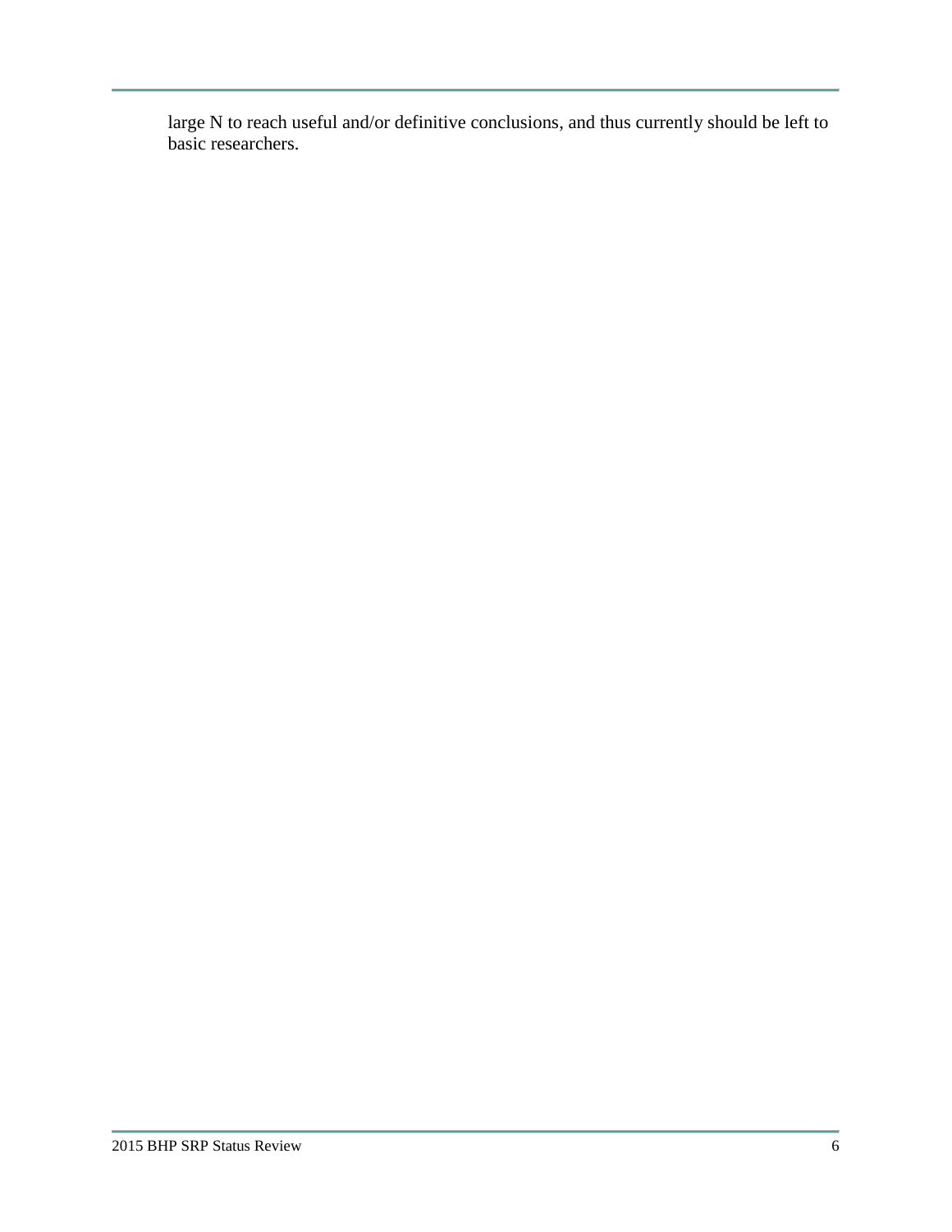large N to reach useful and/or definitive conclusions, and thus currently should be left to basic researchers.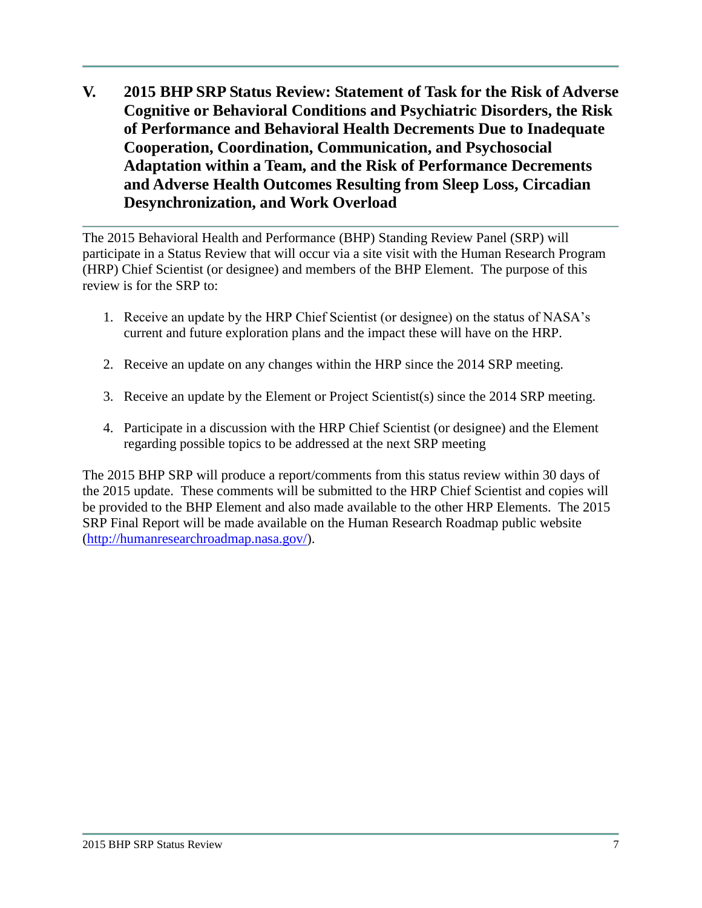## V. 2015 BHP SRP Status Review: Statement of Task for the Risk of Adverse Cognitive or Behavioral Conditions and Psychiatric Disorders, the Risk of Performance and Behavioral Health Decrements Due to Inadequate Cooperation, Coordination, Communication, and Psychosocial Adaptation within a Team, and the Risk of Performance Decrements and Adverse Health Outcomes Resulting from Sleep Loss, Circadian Desynchronization, and Work Overload

The 2015 Behavioral Health and Performance (BHP) Standing Review Panel (SRP) will participate in a Status Review that will occur via a site visit with the Human Research Program (HRP) Chief Scientist (or designee) and members of the BHP Element. The purpose of this review is for the SRP to:

1. Receive an update by the HRP Chief Scientist (or designee) on the status of NASA's current and future exploration plans and the impact these will have on the HRP.

2. Receive an update on any changes within the HRP since the 2014 SRP meeting.

3. Receive an update by the Element or Project Scientist(s) since the 2014 SRP meeting.

4. Participate in a discussion with the HRP Chief Scientist (or designee) and the Element regarding possible topics to be addressed at the next SRP meeting

The 2015 BHP SRP will produce a report/comments from this status review within 30 days of the 2015 update. These comments will be submitted to the HRP Chief Scientist and copies will be provided to the BHP Element and also made available to the other HRP Elements. The 2015 SRP Final Report will be made available on the Human Research Roadmap public website (http://humanresearchroadmap.nasa.gov/).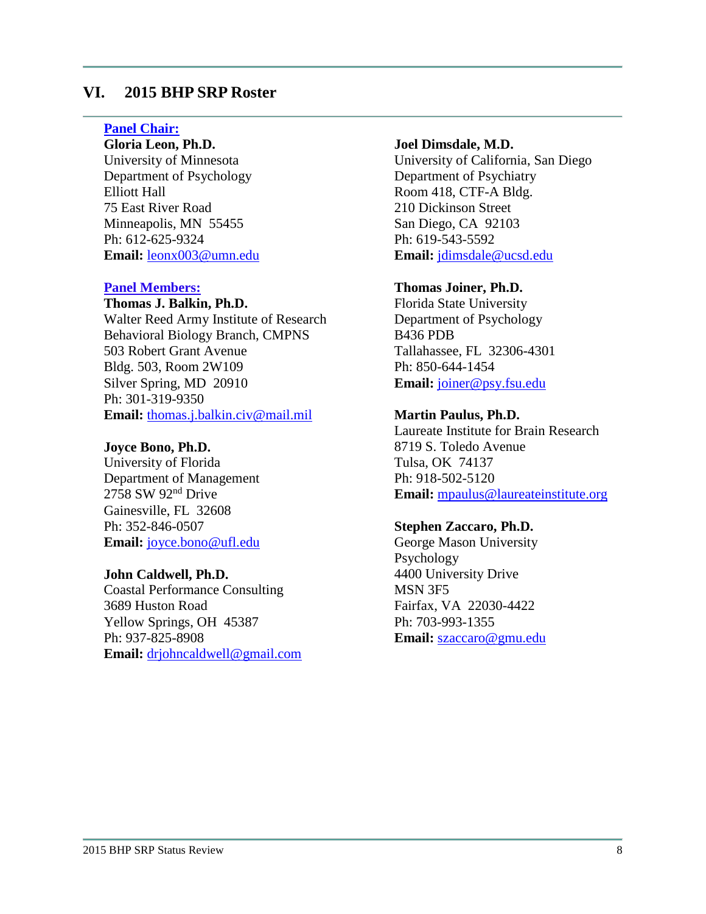## VI. 2015 BHP SRP Roster

**Panel Chair:**

**Gloria Leon, Ph.D.**
University of Minnesota
Department of Psychology
Elliott Hall
75 East River Road
Minneapolis, MN 55455
Ph: 612-625-9324
**Email:** leonx003@umn.edu

**Panel Members:**

**Thomas J. Balkin, Ph.D.**
Walter Reed Army Institute of Research
Behavioral Biology Branch, CMPNS
503 Robert Grant Avenue
Bldg. 503, Room 2W109
Silver Spring, MD 20910
Ph: 301-319-9350
**Email:** thomas.j.balkin.civ@mail.mil

**Joyce Bono, Ph.D.**
University of Florida
Department of Management
2758 SW 92nd Drive
Gainesville, FL 32608
Ph: 352-846-0507
**Email:** joyce.bono@ufl.edu

**John Caldwell, Ph.D.**
Coastal Performance Consulting
3689 Huston Road
Yellow Springs, OH 45387
Ph: 937-825-8908
**Email:** drjohncaldwell@gmail.com

**Joel Dimsdale, M.D.**
University of California, San Diego
Department of Psychiatry
Room 418, CTF-A Bldg.
210 Dickinson Street
San Diego, CA 92103
Ph: 619-543-5592
**Email:** jdimsdale@ucsd.edu

**Thomas Joiner, Ph.D.**
Florida State University
Department of Psychology
B436 PDB
Tallahassee, FL 32306-4301
Ph: 850-644-1454
**Email:** joiner@psy.fsu.edu

**Martin Paulus, Ph.D.**
Laureate Institute for Brain Research
8719 S. Toledo Avenue
Tulsa, OK 74137
Ph: 918-502-5120
**Email:** mpaulus@laureateinstitute.org

**Stephen Zaccaro, Ph.D.**
George Mason University
Psychology
4400 University Drive
MSN 3F5
Fairfax, VA 22030-4422
Ph: 703-993-1355
**Email:** szaccaro@gmu.edu